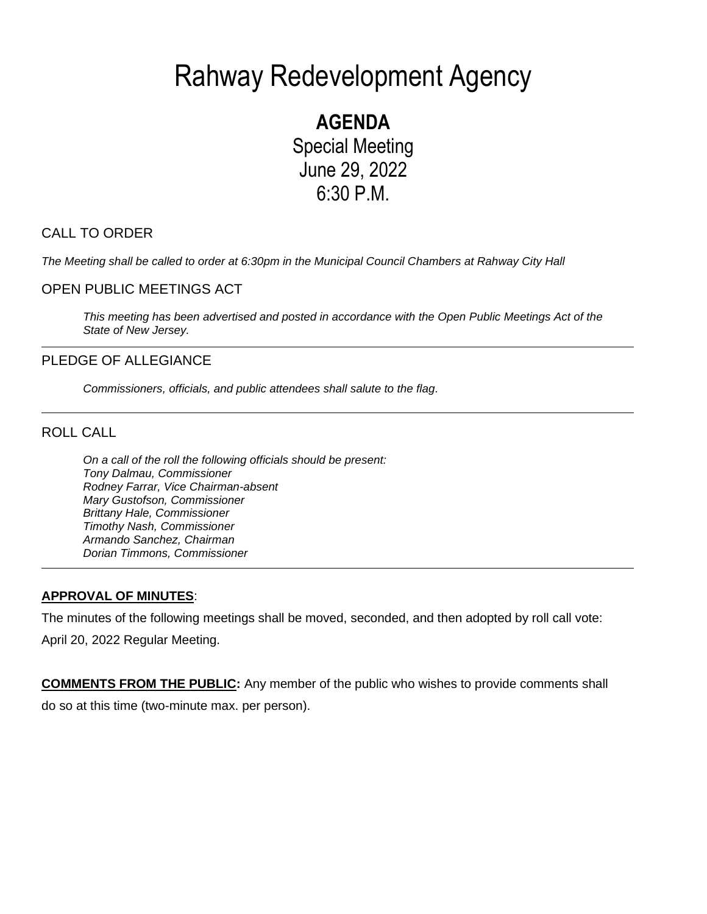# Rahway Redevelopment Agency

## AGENDA

Special Meeting
June 29, 2022
6:30 P.M.

### CALL TO ORDER

*The Meeting shall be called to order at 6:30pm in the Municipal Council Chambers at Rahway City Hall*

### OPEN PUBLIC MEETINGS ACT

*This meeting has been advertised and posted in accordance with the Open Public Meetings Act of the State of New Jersey.*

---

### PLEDGE OF ALLEGIANCE

*Commissioners, officials, and public attendees shall salute to the flag.*

---

### ROLL CALL

*On a call of the roll the following officials should be present:*
*Tony Dalmau, Commissioner*
*Rodney Farrar, Vice Chairman-absent*
*Mary Gustofson, Commissioner*
*Brittany Hale, Commissioner*
*Timothy Nash, Commissioner*
*Armando Sanchez, Chairman*
*Dorian Timmons, Commissioner*

---

**APPROVAL OF MINUTES**:

The minutes of the following meetings shall be moved, seconded, and then adopted by roll call vote:
April 20, 2022 Regular Meeting.

**COMMENTS FROM THE PUBLIC:** Any member of the public who wishes to provide comments shall do so at this time (two-minute max. per person).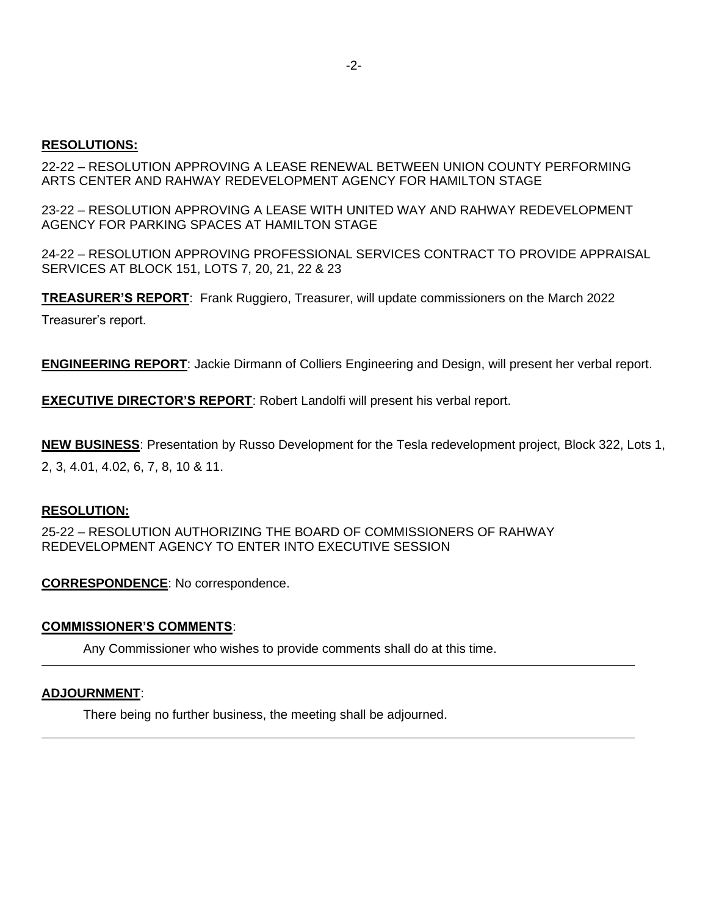**RESOLUTIONS:**

22-22 – RESOLUTION APPROVING A LEASE RENEWAL BETWEEN UNION COUNTY PERFORMING ARTS CENTER AND RAHWAY REDEVELOPMENT AGENCY FOR HAMILTON STAGE

23-22 – RESOLUTION APPROVING A LEASE WITH UNITED WAY AND RAHWAY REDEVELOPMENT AGENCY FOR PARKING SPACES AT HAMILTON STAGE

24-22 – RESOLUTION APPROVING PROFESSIONAL SERVICES CONTRACT TO PROVIDE APPRAISAL SERVICES AT BLOCK 151, LOTS 7, 20, 21, 22 & 23

**TREASURER'S REPORT**: Frank Ruggiero, Treasurer, will update commissioners on the March 2022 Treasurer's report.

**ENGINEERING REPORT**: Jackie Dirmann of Colliers Engineering and Design, will present her verbal report.

**EXECUTIVE DIRECTOR'S REPORT**: Robert Landolfi will present his verbal report.

**NEW BUSINESS**: Presentation by Russo Development for the Tesla redevelopment project, Block 322, Lots 1, 2, 3, 4.01, 4.02, 6, 7, 8, 10 & 11.

**RESOLUTION:**

25-22 – RESOLUTION AUTHORIZING THE BOARD OF COMMISSIONERS OF RAHWAY REDEVELOPMENT AGENCY TO ENTER INTO EXECUTIVE SESSION

**CORRESPONDENCE**: No correspondence.

**COMMISSIONER'S COMMENTS**:

Any Commissioner who wishes to provide comments shall do at this time.

---

**ADJOURNMENT**:

There being no further business, the meeting shall be adjourned.

---